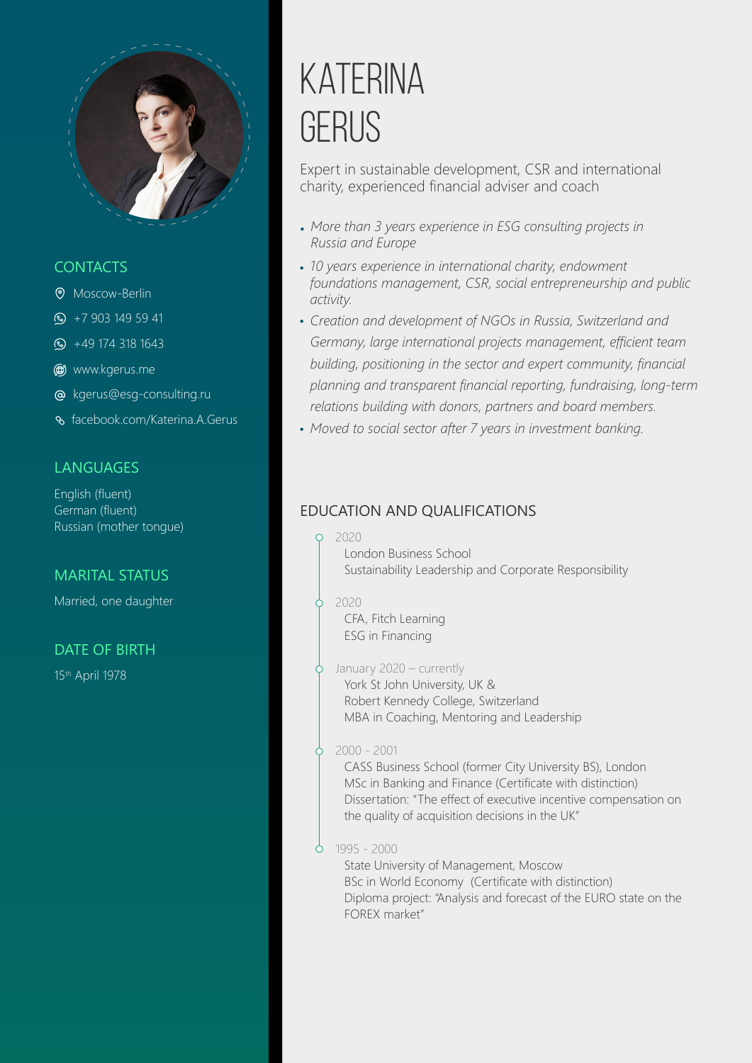# KATERINA GERUS

Expert in sustainable development, CSR and international charity, experienced financial adviser and coach

- *More than 3 years experience in ESG consulting projects in Russia and Europe*
- *10 years experience in international charity, endowment foundations management, CSR, social entrepreneurship and public activity.*
- *Creation and development of NGOs in Russia, Switzerland and Germany, large international projects management, efficient team building, positioning in the sector and expert community, financial planning and transparent financial reporting, fundraising, long-term relations building with donors, partners and board members.*
- *Moved to social sector after 7 years in investment banking.*

## CONTACTS

- Moscow-Berlin
- +7 903 149 59 41
- +49 174 318 1643
- www.kgerus.me
- kgerus@esg-consulting.ru
- facebook.com/Katerina.A.Gerus

## LANGUAGES

English (fluent)
German (fluent)
Russian (mother tongue)

## MARITAL STATUS

Married, one daughter

## DATE OF BIRTH

15th April 1978

## EDUCATION AND QUALIFICATIONS

2020
London Business School
Sustainability Leadership and Corporate Responsibility

2020
CFA, Fitch Learning
ESG in Financing

January 2020 – currently
York St John University, UK &
Robert Kennedy College, Switzerland
MBA in Coaching, Mentoring and Leadership

2000 - 2001
CASS Business School (former City University BS), London
MSc in Banking and Finance (Certificate with distinction)
Dissertation: "The effect of executive incentive compensation on the quality of acquisition decisions in the UK"

1995 - 2000
State University of Management, Moscow
BSc in World Economy (Certificate with distinction)
Diploma project: "Analysis and forecast of the EURO state on the FOREX market"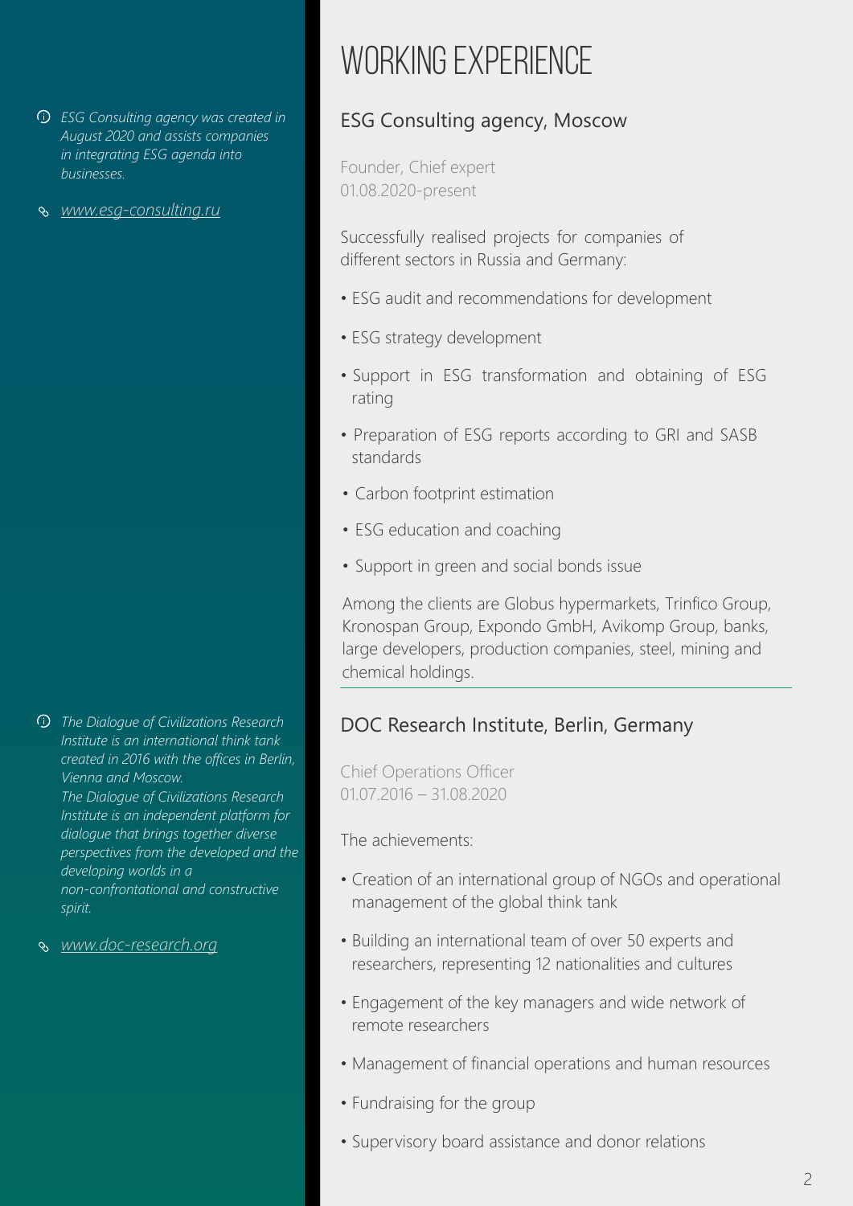# WORKING EXPERIENCE

*ESG Consulting agency was created in August 2020 and assists companies in integrating ESG agenda into businesses.*

*www.esg-consulting.ru*

## ESG Consulting agency, Moscow

Founder, Chief expert
01.08.2020-present

Successfully realised projects for companies of different sectors in Russia and Germany:

- ESG audit and recommendations for development
- ESG strategy development
- Support in ESG transformation and obtaining of ESG rating
- Preparation of ESG reports according to GRI and SASB standards
- Carbon footprint estimation
- ESG education and coaching
- Support in green and social bonds issue

Among the clients are Globus hypermarkets, Trinfico Group, Kronospan Group, Expondo GmbH, Avikomp Group, banks, large developers, production companies, steel, mining and chemical holdings.

---

*The Dialogue of Civilizations Research Institute is an international think tank created in 2016 with the offices in Berlin, Vienna and Moscow.*
*The Dialogue of Civilizations Research Institute is an independent platform for dialogue that brings together diverse perspectives from the developed and the developing worlds in a non-confrontational and constructive spirit.*

*www.doc-research.org*

## DOC Research Institute, Berlin, Germany

Chief Operations Officer
01.07.2016 – 31.08.2020

The achievements:

- Creation of an international group of NGOs and operational management of the global think tank
- Building an international team of over 50 experts and researchers, representing 12 nationalities and cultures
- Engagement of the key managers and wide network of remote researchers
- Management of financial operations and human resources
- Fundraising for the group
- Supervisory board assistance and donor relations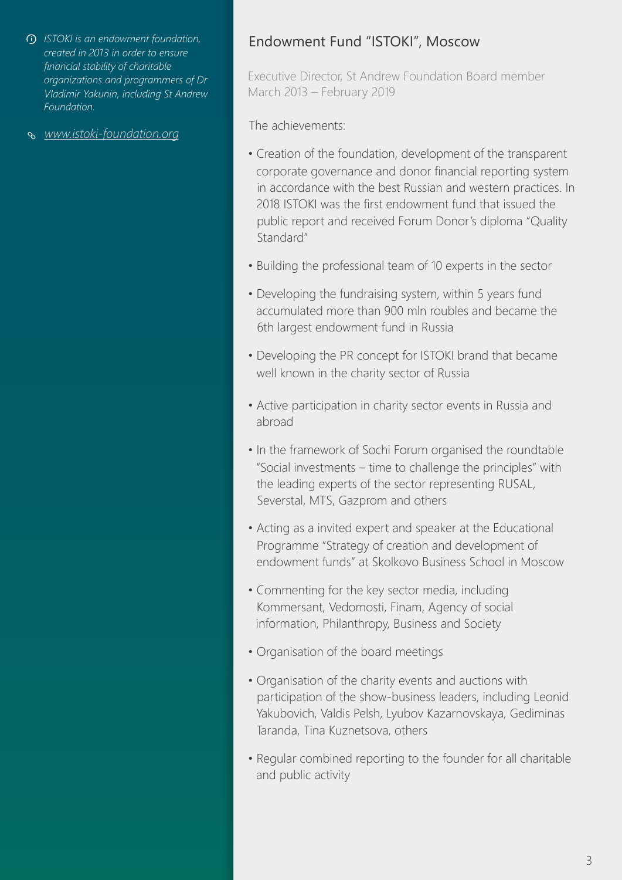*ISTOKI is an endowment foundation, created in 2013 in order to ensure financial stability of charitable organizations and programmers of Dr Vladimir Yakunin, including St Andrew Foundation.*

*[www.istoki-foundation.org](http://www.istoki-foundation.org)*

## Endowment Fund "ISTOKI", Moscow

Executive Director, St Andrew Foundation Board member
March 2013 – February 2019

The achievements:

- Creation of the foundation, development of the transparent corporate governance and donor financial reporting system in accordance with the best Russian and western practices. In 2018 ISTOKI was the first endowment fund that issued the public report and received Forum Donor's diploma "Quality Standard"
- Building the professional team of 10 experts in the sector
- Developing the fundraising system, within 5 years fund accumulated more than 900 mln roubles and became the 6th largest endowment fund in Russia
- Developing the PR concept for ISTOKI brand that became well known in the charity sector of Russia
- Active participation in charity sector events in Russia and abroad
- In the framework of Sochi Forum organised the roundtable "Social investments – time to challenge the principles" with the leading experts of the sector representing RUSAL, Severstal, MTS, Gazprom and others
- Acting as a invited expert and speaker at the Educational Programme "Strategy of creation and development of endowment funds" at Skolkovo Business School in Moscow
- Commenting for the key sector media, including Kommersant, Vedomosti, Finam, Agency of social information, Philanthropy, Business and Society
- Organisation of the board meetings
- Organisation of the charity events and auctions with participation of the show-business leaders, including Leonid Yakubovich, Valdis Pelsh, Lyubov Kazarnovskaya, Gediminas Taranda, Tina Kuznetsova, others
- Regular combined reporting to the founder for all charitable and public activity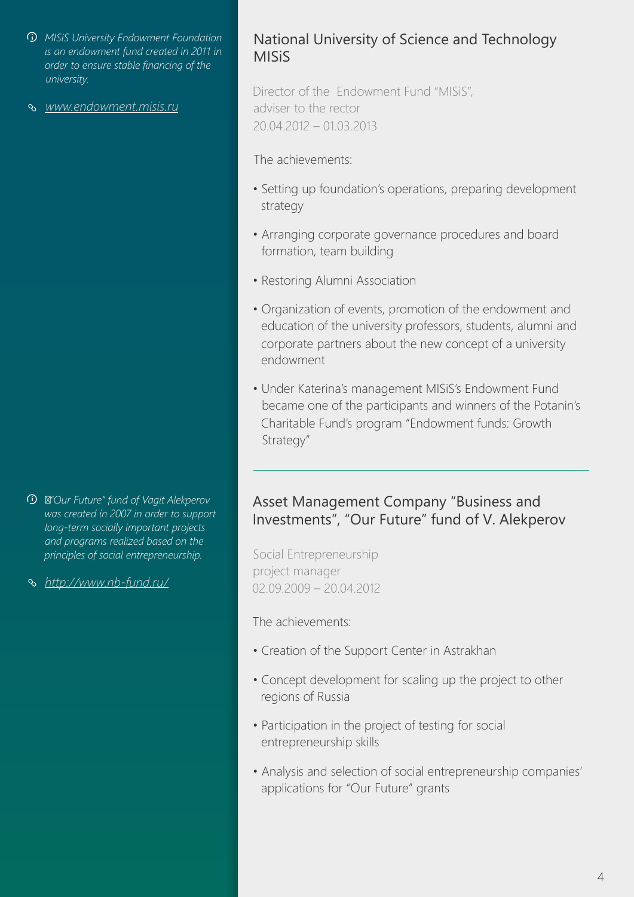*MISiS University Endowment Foundation is an endowment fund created in 2011 in order to ensure stable financing of the university.*

*www.endowment.misis.ru*

## National University of Science and Technology MISiS

Director of the Endowment Fund "MISiS", adviser to the rector
20.04.2012 – 01.03.2013

The achievements:

- Setting up foundation's operations, preparing development strategy
- Arranging corporate governance procedures and board formation, team building
- Restoring Alumni Association
- Organization of events, promotion of the endowment and education of the university professors, students, alumni and corporate partners about the new concept of a university endowment
- Under Katerina's management MISiS's Endowment Fund became one of the participants and winners of the Potanin's Charitable Fund's program "Endowment funds: Growth Strategy"

---

*"Our Future" fund of Vagit Alekperov was created in 2007 in order to support long-term socially important projects and programs realized based on the principles of social entrepreneurship.*

*http://www.nb-fund.ru/*

## Asset Management Company "Business and Investments", "Our Future" fund of V. Alekperov

Social Entrepreneurship project manager
02.09.2009 – 20.04.2012

The achievements:

- Creation of the Support Center in Astrakhan
- Concept development for scaling up the project to other regions of Russia
- Participation in the project of testing for social entrepreneurship skills
- Analysis and selection of social entrepreneurship companies' applications for "Our Future" grants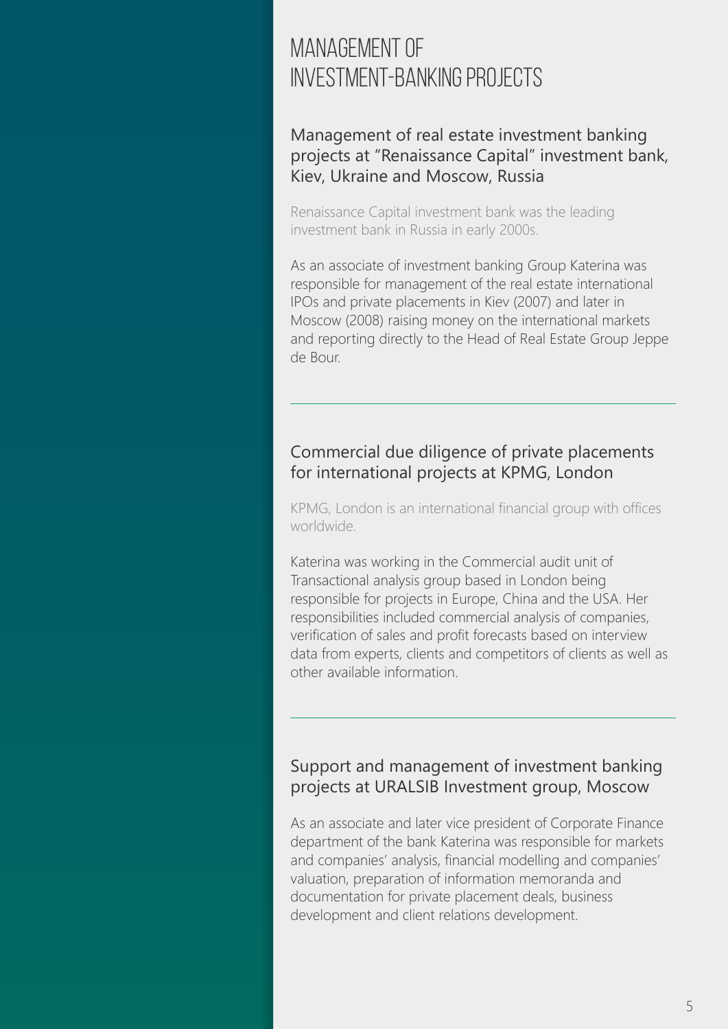# MANAGEMENT OF INVESTMENT-BANKING PROJECTS

## Management of real estate investment banking projects at "Renaissance Capital" investment bank, Kiev, Ukraine and Moscow, Russia

Renaissance Capital investment bank was the leading investment bank in Russia in early 2000s.

As an associate of investment banking Group Katerina was responsible for management of the real estate international IPOs and private placements in Kiev (2007) and later in Moscow (2008) raising money on the international markets and reporting directly to the Head of Real Estate Group Jeppe de Bour.

---

## Commercial due diligence of private placements for international projects at KPMG, London

KPMG, London is an international financial group with offices worldwide.

Katerina was working in the Commercial audit unit of Transactional analysis group based in London being responsible for projects in Europe, China and the USA. Her responsibilities included commercial analysis of companies, verification of sales and profit forecasts based on interview data from experts, clients and competitors of clients as well as other available information.

---

## Support and management of investment banking projects at URALSIB Investment group, Moscow

As an associate and later vice president of Corporate Finance department of the bank Katerina was responsible for markets and companies' analysis, financial modelling and companies' valuation, preparation of information memoranda and documentation for private placement deals, business development and client relations development.